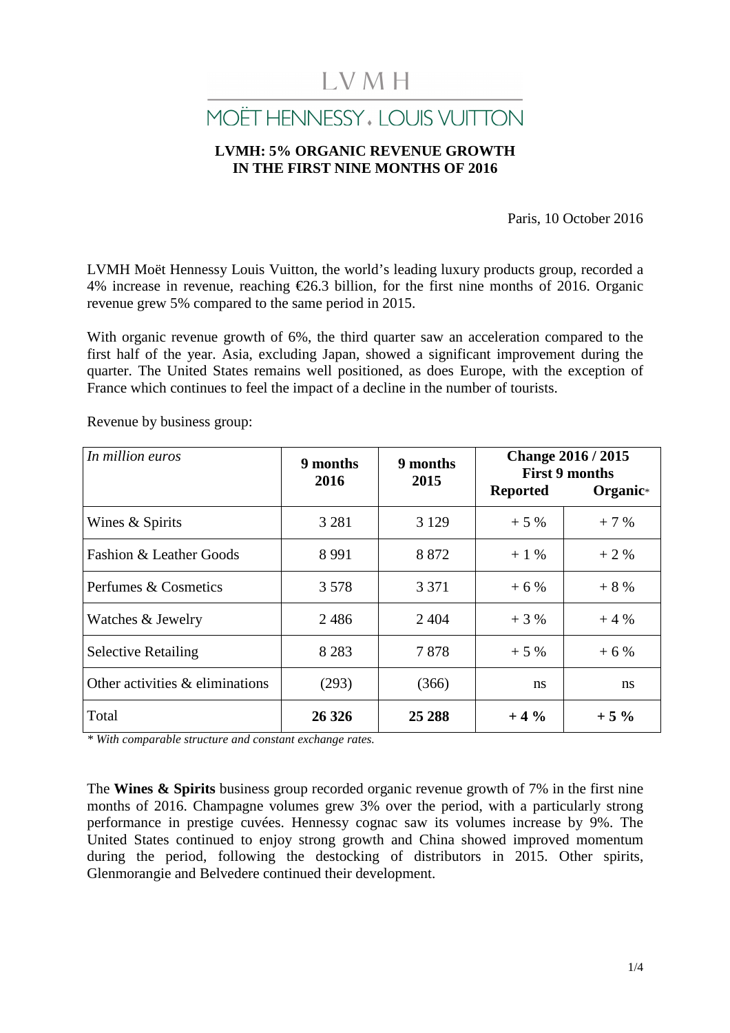LVMH

MOËT HENNESSY . LOUIS VUITTON

# LVMH: 5% ORGANIC REVENUE GROWTH IN THE FIRST NINE MONTHS OF 2016

Paris, 10 October 2016

LVMH Moët Hennessy Louis Vuitton, the world's leading luxury products group, recorded a 4% increase in revenue, reaching €26.3 billion, for the first nine months of 2016. Organic revenue grew 5% compared to the same period in 2015.

With organic revenue growth of 6%, the third quarter saw an acceleration compared to the first half of the year. Asia, excluding Japan, showed a significant improvement during the quarter. The United States remains well positioned, as does Europe, with the exception of France which continues to feel the impact of a decline in the number of tourists.

Revenue by business group:

| *In million euros* | **9 months 2016** | **9 months 2015** | **Change 2016 / 2015 First 9 months** | |
|---|---|---|---|---|
| | | | **Reported** | **Organic*** |
| Wines & Spirits | 3 281 | 3 129 | + 5 % | + 7 % |
| Fashion & Leather Goods | 8 991 | 8 872 | + 1 % | + 2 % |
| Perfumes & Cosmetics | 3 578 | 3 371 | + 6 % | + 8 % |
| Watches & Jewelry | 2 486 | 2 404 | + 3 % | + 4 % |
| Selective Retailing | 8 283 | 7 878 | + 5 % | + 6 % |
| Other activities & eliminations | (293) | (366) | ns | ns |
| Total | **26 326** | **25 288** | **+ 4 %** | **+ 5 %** |

*\* With comparable structure and constant exchange rates.*

The **Wines & Spirits** business group recorded organic revenue growth of 7% in the first nine months of 2016. Champagne volumes grew 3% over the period, with a particularly strong performance in prestige cuvées. Hennessy cognac saw its volumes increase by 9%. The United States continued to enjoy strong growth and China showed improved momentum during the period, following the destocking of distributors in 2015. Other spirits, Glenmorangie and Belvedere continued their development.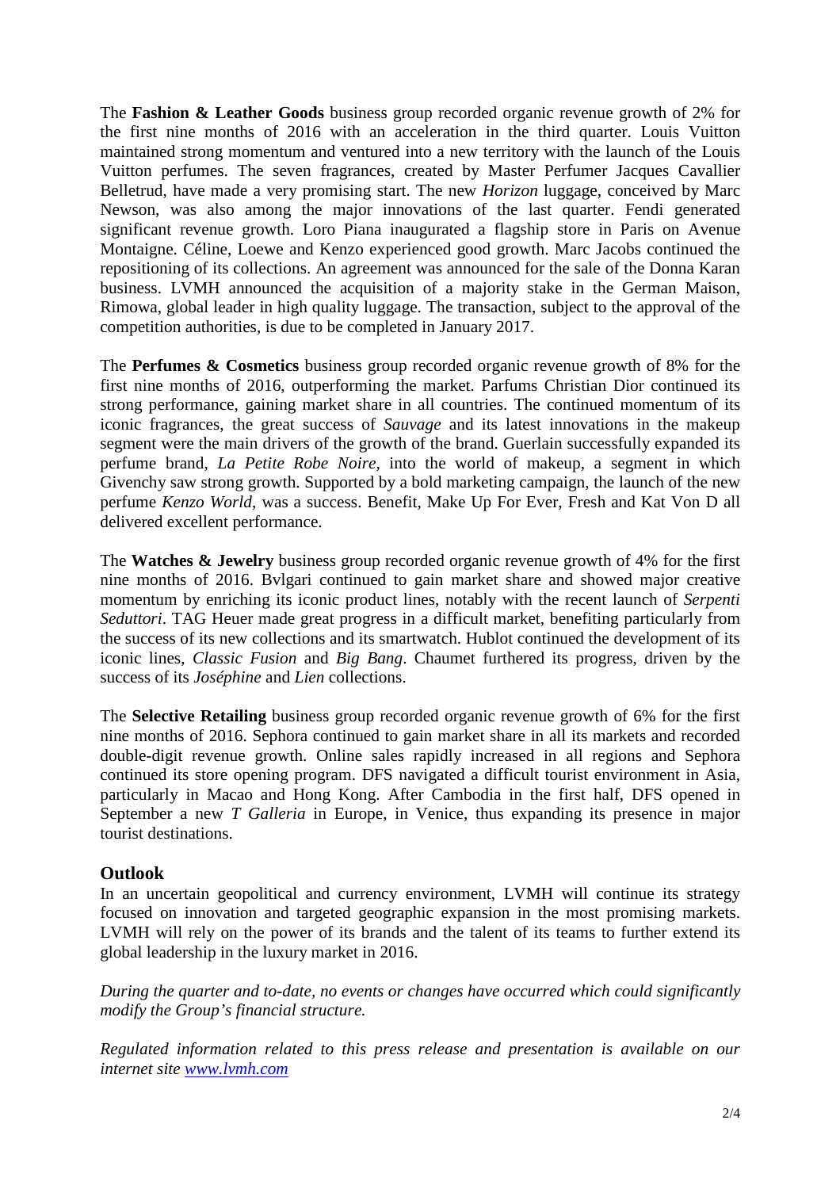The **Fashion & Leather Goods** business group recorded organic revenue growth of 2% for the first nine months of 2016 with an acceleration in the third quarter. Louis Vuitton maintained strong momentum and ventured into a new territory with the launch of the Louis Vuitton perfumes. The seven fragrances, created by Master Perfumer Jacques Cavallier Belletrud, have made a very promising start. The new *Horizon* luggage, conceived by Marc Newson, was also among the major innovations of the last quarter. Fendi generated significant revenue growth. Loro Piana inaugurated a flagship store in Paris on Avenue Montaigne. Céline, Loewe and Kenzo experienced good growth. Marc Jacobs continued the repositioning of its collections. An agreement was announced for the sale of the Donna Karan business. LVMH announced the acquisition of a majority stake in the German Maison, Rimowa, global leader in high quality luggage. The transaction, subject to the approval of the competition authorities, is due to be completed in January 2017.

The **Perfumes & Cosmetics** business group recorded organic revenue growth of 8% for the first nine months of 2016, outperforming the market. Parfums Christian Dior continued its strong performance, gaining market share in all countries. The continued momentum of its iconic fragrances, the great success of *Sauvage* and its latest innovations in the makeup segment were the main drivers of the growth of the brand. Guerlain successfully expanded its perfume brand, *La Petite Robe Noire*, into the world of makeup, a segment in which Givenchy saw strong growth. Supported by a bold marketing campaign, the launch of the new perfume *Kenzo World*, was a success. Benefit, Make Up For Ever, Fresh and Kat Von D all delivered excellent performance.

The **Watches & Jewelry** business group recorded organic revenue growth of 4% for the first nine months of 2016. Bvlgari continued to gain market share and showed major creative momentum by enriching its iconic product lines, notably with the recent launch of *Serpenti Seduttori*. TAG Heuer made great progress in a difficult market, benefiting particularly from the success of its new collections and its smartwatch. Hublot continued the development of its iconic lines, *Classic Fusion* and *Big Bang*. Chaumet furthered its progress, driven by the success of its *Joséphine* and *Lien* collections.

The **Selective Retailing** business group recorded organic revenue growth of 6% for the first nine months of 2016. Sephora continued to gain market share in all its markets and recorded double-digit revenue growth. Online sales rapidly increased in all regions and Sephora continued its store opening program. DFS navigated a difficult tourist environment in Asia, particularly in Macao and Hong Kong. After Cambodia in the first half, DFS opened in September a new *T Galleria* in Europe, in Venice, thus expanding its presence in major tourist destinations.

## Outlook

In an uncertain geopolitical and currency environment, LVMH will continue its strategy focused on innovation and targeted geographic expansion in the most promising markets. LVMH will rely on the power of its brands and the talent of its teams to further extend its global leadership in the luxury market in 2016.

*During the quarter and to-date, no events or changes have occurred which could significantly modify the Group's financial structure.*

*Regulated information related to this press release and presentation is available on our internet site www.lvmh.com*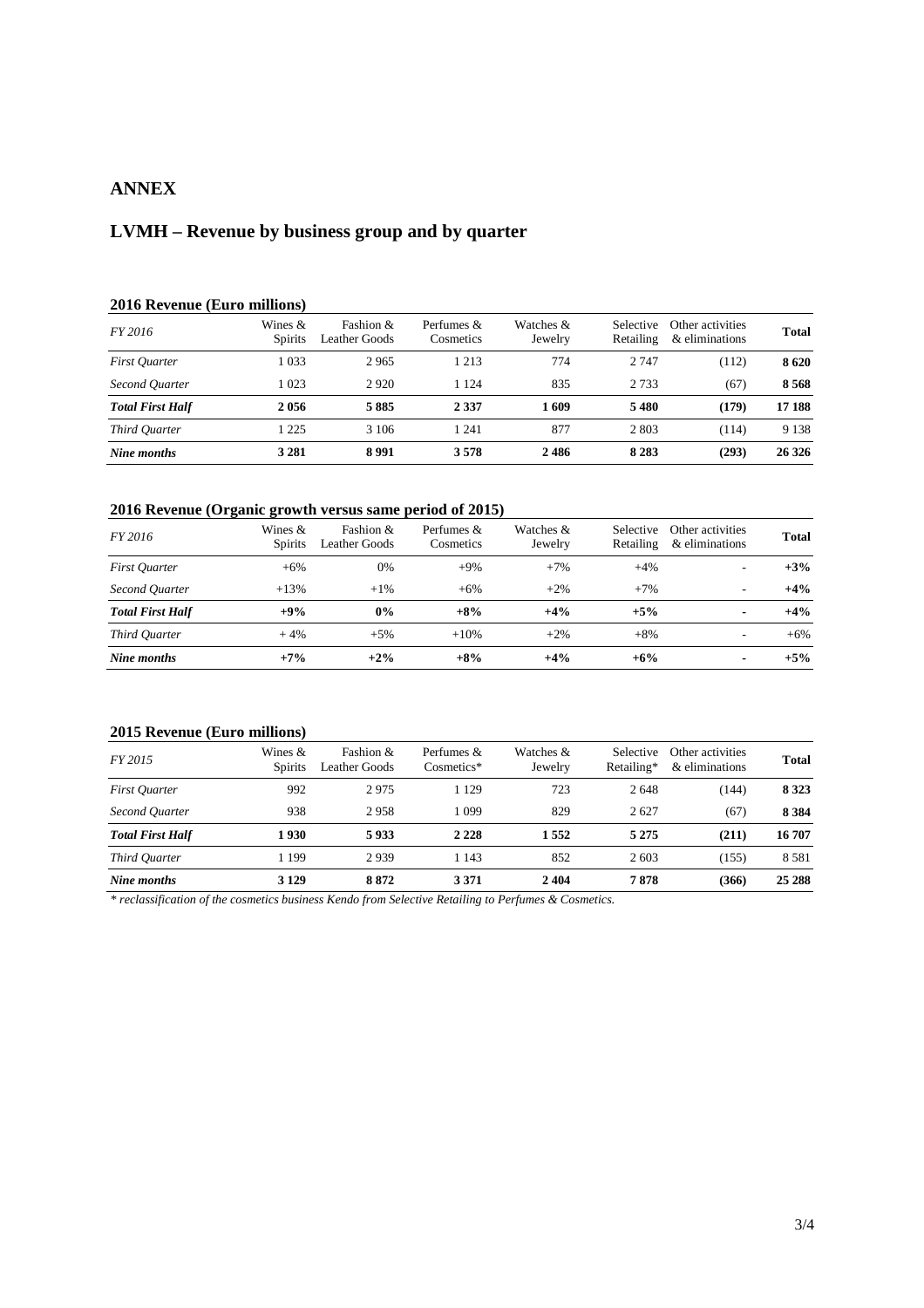## ANNEX

## LVMH – Revenue by business group and by quarter

### 2016 Revenue (Euro millions)

| *FY 2016* | Wines & Spirits | Fashion & Leather Goods | Perfumes & Cosmetics | Watches & Jewelry | Selective Retailing | Other activities & eliminations | **Total** |
|---|---|---|---|---|---|---|---|
| *First Quarter* | 1 033 | 2 965 | 1 213 | 774 | 2 747 | (112) | **8 620** |
| *Second Quarter* | 1 023 | 2 920 | 1 124 | 835 | 2 733 | (67) | **8 568** |
| ***Total First Half*** | **2 056** | **5 885** | **2 337** | **1 609** | **5 480** | **(179)** | **17 188** |
| *Third Quarter* | 1 225 | 3 106 | 1 241 | 877 | 2 803 | (114) | 9 138 |
| ***Nine months*** | **3 281** | **8 991** | **3 578** | **2 486** | **8 283** | **(293)** | **26 326** |

### 2016 Revenue (Organic growth versus same period of 2015)

| *FY 2016* | Wines & Spirits | Fashion & Leather Goods | Perfumes & Cosmetics | Watches & Jewelry | Selective Retailing | Other activities & eliminations | **Total** |
|---|---|---|---|---|---|---|---|
| *First Quarter* | +6% | 0% | +9% | +7% | +4% | - | **+3%** |
| *Second Quarter* | +13% | +1% | +6% | +2% | +7% | - | **+4%** |
| ***Total First Half*** | **+9%** | **0%** | **+8%** | **+4%** | **+5%** | **-** | **+4%** |
| *Third Quarter* | + 4% | +5% | +10% | +2% | +8% | - | +6% |
| ***Nine months*** | **+7%** | **+2%** | **+8%** | **+4%** | **+6%** | **-** | **+5%** |

### 2015 Revenue (Euro millions)

| *FY 2015* | Wines & Spirits | Fashion & Leather Goods | Perfumes & Cosmetics* | Watches & Jewelry | Selective Retailing* | Other activities & eliminations | **Total** |
|---|---|---|---|---|---|---|---|
| *First Quarter* | 992 | 2 975 | 1 129 | 723 | 2 648 | (144) | **8 323** |
| *Second Quarter* | 938 | 2 958 | 1 099 | 829 | 2 627 | (67) | **8 384** |
| ***Total First Half*** | **1 930** | **5 933** | **2 228** | **1 552** | **5 275** | **(211)** | **16 707** |
| *Third Quarter* | 1 199 | 2 939 | 1 143 | 852 | 2 603 | (155) | 8 581 |
| ***Nine months*** | **3 129** | **8 872** | **3 371** | **2 404** | **7 878** | **(366)** | **25 288** |

*\* reclassification of the cosmetics business Kendo from Selective Retailing to Perfumes & Cosmetics.*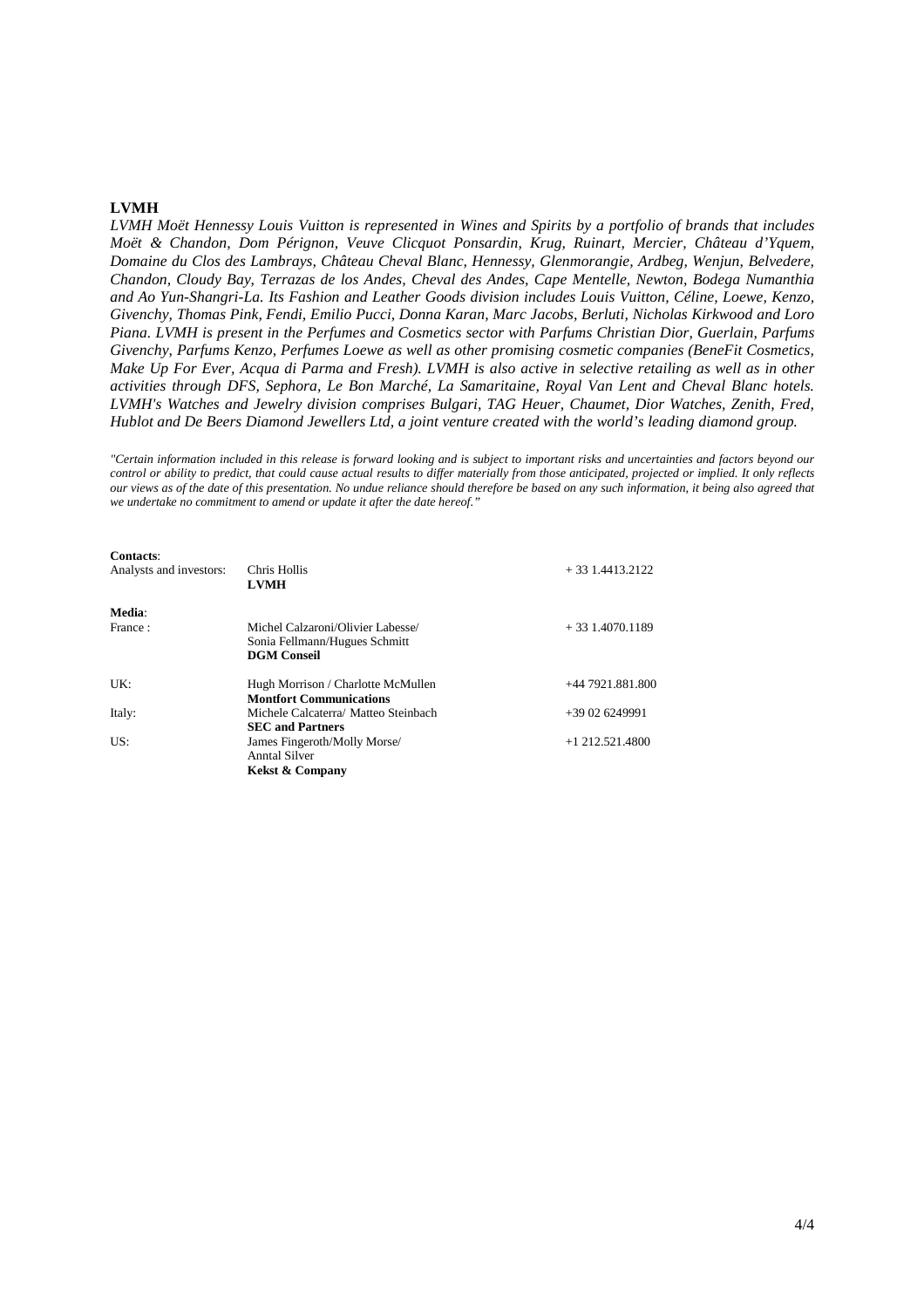**LVMH**

*LVMH Moët Hennessy Louis Vuitton is represented in Wines and Spirits by a portfolio of brands that includes Moët & Chandon, Dom Pérignon, Veuve Clicquot Ponsardin, Krug, Ruinart, Mercier, Château d'Yquem, Domaine du Clos des Lambrays, Château Cheval Blanc, Hennessy, Glenmorangie, Ardbeg, Wenjun, Belvedere, Chandon, Cloudy Bay, Terrazas de los Andes, Cheval des Andes, Cape Mentelle, Newton, Bodega Numanthia and Ao Yun-Shangri-La. Its Fashion and Leather Goods division includes Louis Vuitton, Céline, Loewe, Kenzo, Givenchy, Thomas Pink, Fendi, Emilio Pucci, Donna Karan, Marc Jacobs, Berluti, Nicholas Kirkwood and Loro Piana. LVMH is present in the Perfumes and Cosmetics sector with Parfums Christian Dior, Guerlain, Parfums Givenchy, Parfums Kenzo, Perfumes Loewe as well as other promising cosmetic companies (BeneFit Cosmetics, Make Up For Ever, Acqua di Parma and Fresh). LVMH is also active in selective retailing as well as in other activities through DFS, Sephora, Le Bon Marché, La Samaritaine, Royal Van Lent and Cheval Blanc hotels. LVMH's Watches and Jewelry division comprises Bulgari, TAG Heuer, Chaumet, Dior Watches, Zenith, Fred, Hublot and De Beers Diamond Jewellers Ltd, a joint venture created with the world's leading diamond group.*

*"Certain information included in this release is forward looking and is subject to important risks and uncertainties and factors beyond our control or ability to predict, that could cause actual results to differ materially from those anticipated, projected or implied. It only reflects our views as of the date of this presentation. No undue reliance should therefore be based on any such information, it being also agreed that we undertake no commitment to amend or update it after the date hereof."*

**Contacts**:

| | | |
|---|---|---|
| Analysts and investors: | Chris Hollis<br>**LVMH** | + 33 1.4413.2122 |
| **Media**: | | |
| France : | Michel Calzaroni/Olivier Labesse/<br>Sonia Fellmann/Hugues Schmitt<br>**DGM Conseil** | + 33 1.4070.1189 |
| UK: | Hugh Morrison / Charlotte McMullen<br>**Montfort Communications** | +44 7921.881.800 |
| Italy: | Michele Calcaterra/ Matteo Steinbach<br>**SEC and Partners** | +39 02 6249991 |
| US: | James Fingeroth/Molly Morse/<br>Anntal Silver<br>**Kekst & Company** | +1 212.521.4800 |